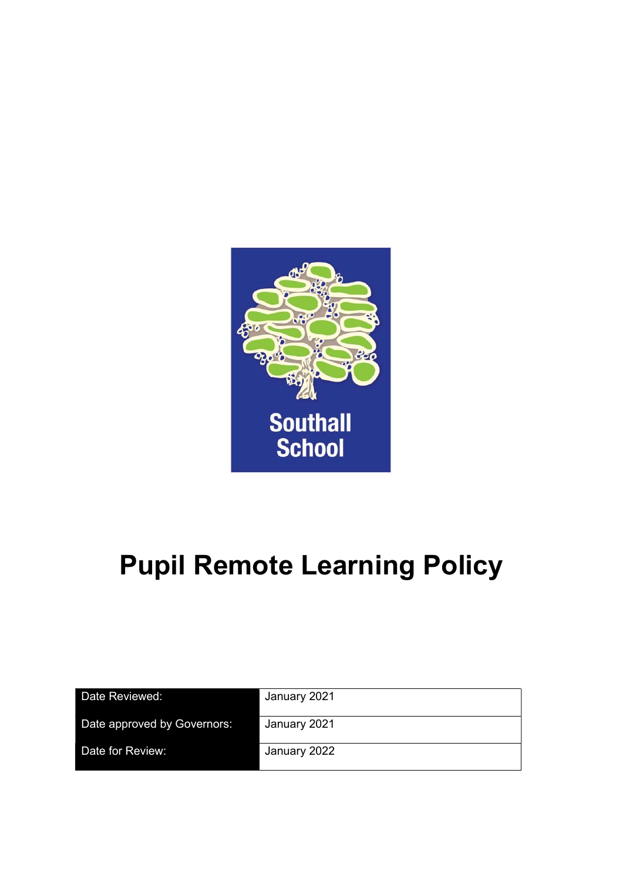Southall School

# Pupil Remote Learning Policy

| Date Reviewed: | January 2021 |
| --- | --- |
| Date approved by Governors: | January 2021 |
| Date for Review: | January 2022 |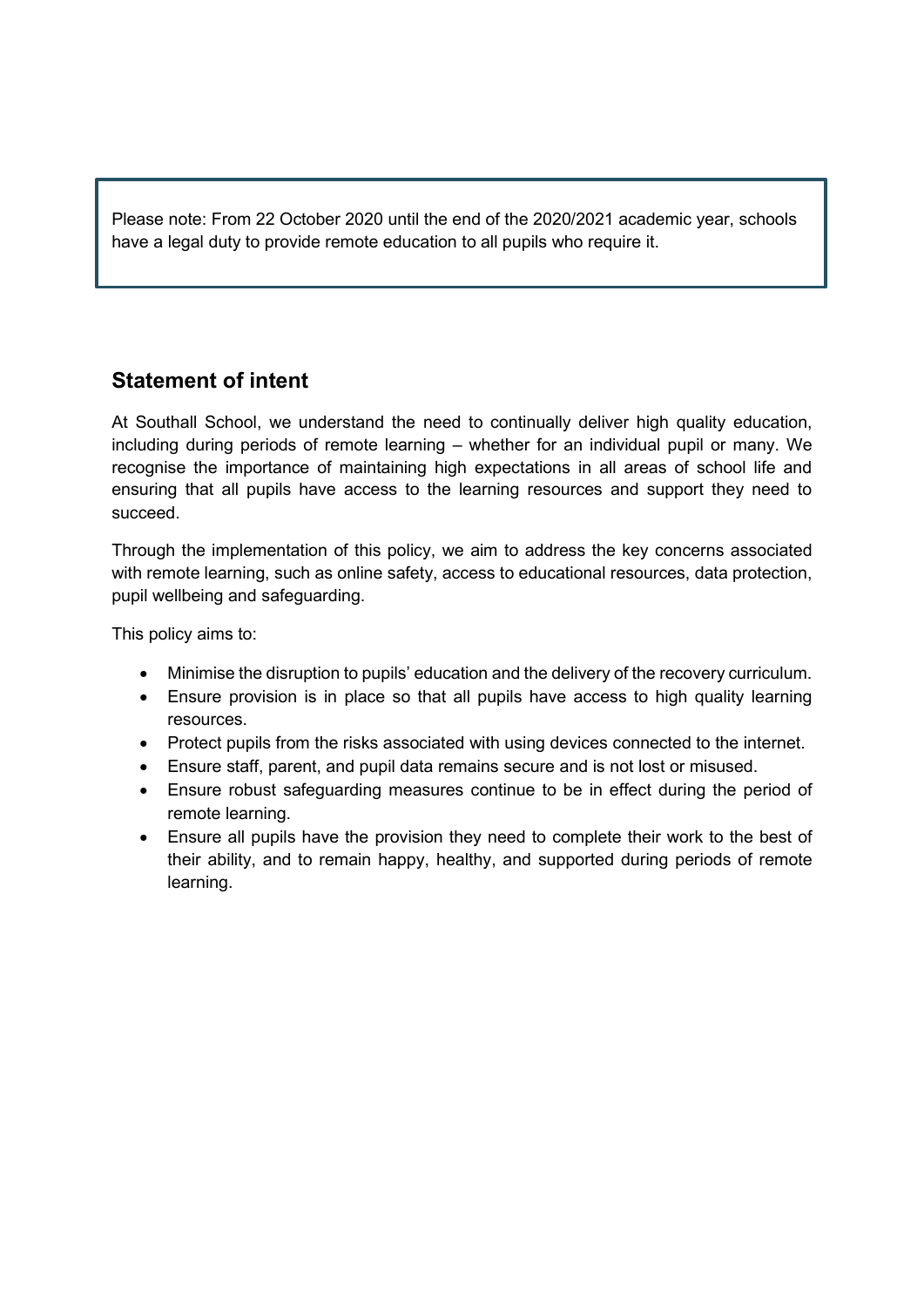Please note: From 22 October 2020 until the end of the 2020/2021 academic year, schools have a legal duty to provide remote education to all pupils who require it.

## Statement of intent

At Southall School, we understand the need to continually deliver high quality education, including during periods of remote learning – whether for an individual pupil or many. We recognise the importance of maintaining high expectations in all areas of school life and ensuring that all pupils have access to the learning resources and support they need to succeed.

Through the implementation of this policy, we aim to address the key concerns associated with remote learning, such as online safety, access to educational resources, data protection, pupil wellbeing and safeguarding.

This policy aims to:

- Minimise the disruption to pupils' education and the delivery of the recovery curriculum.
- Ensure provision is in place so that all pupils have access to high quality learning resources.
- Protect pupils from the risks associated with using devices connected to the internet.
- Ensure staff, parent, and pupil data remains secure and is not lost or misused.
- Ensure robust safeguarding measures continue to be in effect during the period of remote learning.
- Ensure all pupils have the provision they need to complete their work to the best of their ability, and to remain happy, healthy, and supported during periods of remote learning.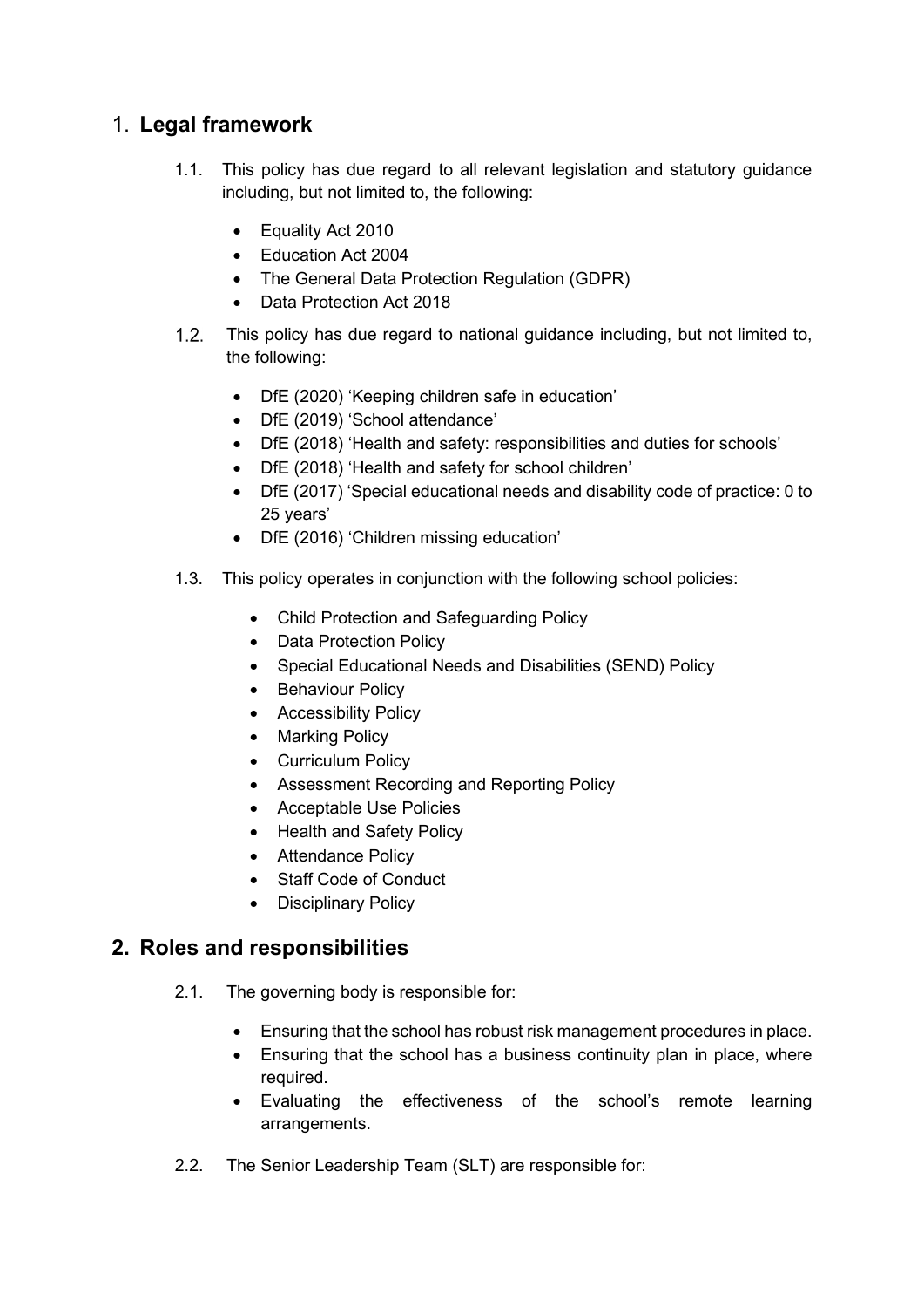## 1. **Legal framework**

1.1. This policy has due regard to all relevant legislation and statutory guidance including, but not limited to, the following:

- Equality Act 2010
- Education Act 2004
- The General Data Protection Regulation (GDPR)
- Data Protection Act 2018

1.2. This policy has due regard to national guidance including, but not limited to, the following:

- DfE (2020) 'Keeping children safe in education'
- DfE (2019) 'School attendance'
- DfE (2018) 'Health and safety: responsibilities and duties for schools'
- DfE (2018) 'Health and safety for school children'
- DfE (2017) 'Special educational needs and disability code of practice: 0 to 25 years'
- DfE (2016) 'Children missing education'

1.3. This policy operates in conjunction with the following school policies:

- Child Protection and Safeguarding Policy
- Data Protection Policy
- Special Educational Needs and Disabilities (SEND) Policy
- Behaviour Policy
- Accessibility Policy
- Marking Policy
- Curriculum Policy
- Assessment Recording and Reporting Policy
- Acceptable Use Policies
- Health and Safety Policy
- Attendance Policy
- Staff Code of Conduct
- Disciplinary Policy

## 2. Roles and responsibilities

2.1. The governing body is responsible for:

- Ensuring that the school has robust risk management procedures in place.
- Ensuring that the school has a business continuity plan in place, where required.
- Evaluating the effectiveness of the school's remote learning arrangements.

2.2. The Senior Leadership Team (SLT) are responsible for: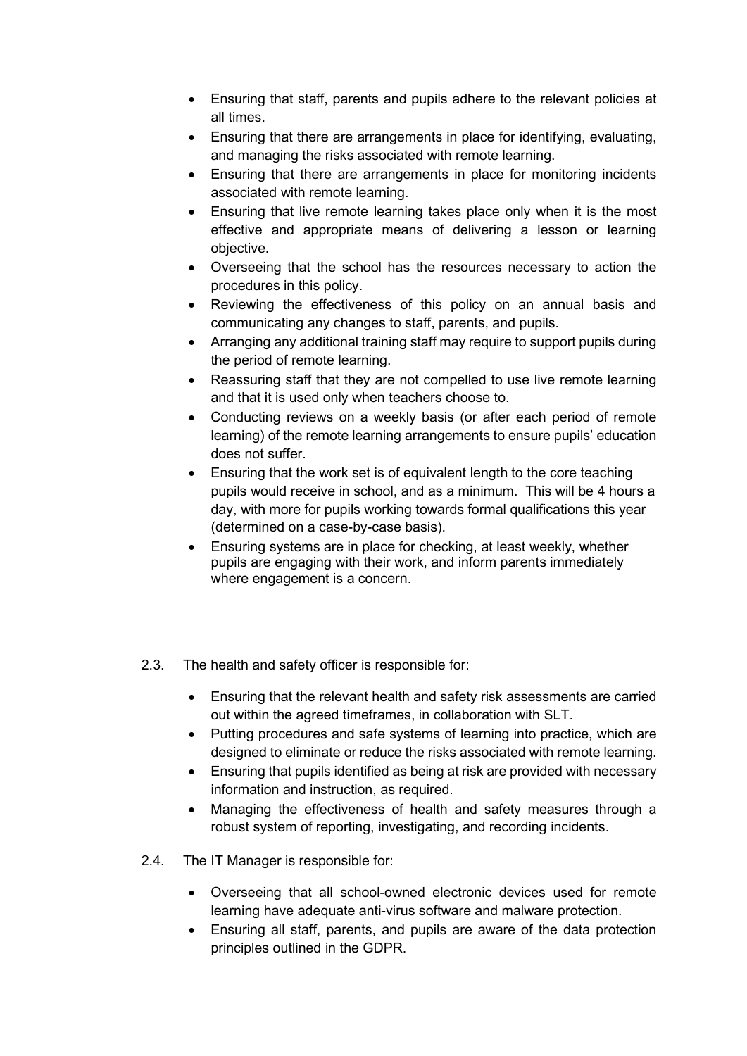- Ensuring that staff, parents and pupils adhere to the relevant policies at all times.
- Ensuring that there are arrangements in place for identifying, evaluating, and managing the risks associated with remote learning.
- Ensuring that there are arrangements in place for monitoring incidents associated with remote learning.
- Ensuring that live remote learning takes place only when it is the most effective and appropriate means of delivering a lesson or learning objective.
- Overseeing that the school has the resources necessary to action the procedures in this policy.
- Reviewing the effectiveness of this policy on an annual basis and communicating any changes to staff, parents, and pupils.
- Arranging any additional training staff may require to support pupils during the period of remote learning.
- Reassuring staff that they are not compelled to use live remote learning and that it is used only when teachers choose to.
- Conducting reviews on a weekly basis (or after each period of remote learning) of the remote learning arrangements to ensure pupils' education does not suffer.
- Ensuring that the work set is of equivalent length to the core teaching pupils would receive in school, and as a minimum. This will be 4 hours a day, with more for pupils working towards formal qualifications this year (determined on a case-by-case basis).
- Ensuring systems are in place for checking, at least weekly, whether pupils are engaging with their work, and inform parents immediately where engagement is a concern.

2.3. The health and safety officer is responsible for:

- Ensuring that the relevant health and safety risk assessments are carried out within the agreed timeframes, in collaboration with SLT.
- Putting procedures and safe systems of learning into practice, which are designed to eliminate or reduce the risks associated with remote learning.
- Ensuring that pupils identified as being at risk are provided with necessary information and instruction, as required.
- Managing the effectiveness of health and safety measures through a robust system of reporting, investigating, and recording incidents.

2.4. The IT Manager is responsible for:

- Overseeing that all school-owned electronic devices used for remote learning have adequate anti-virus software and malware protection.
- Ensuring all staff, parents, and pupils are aware of the data protection principles outlined in the GDPR.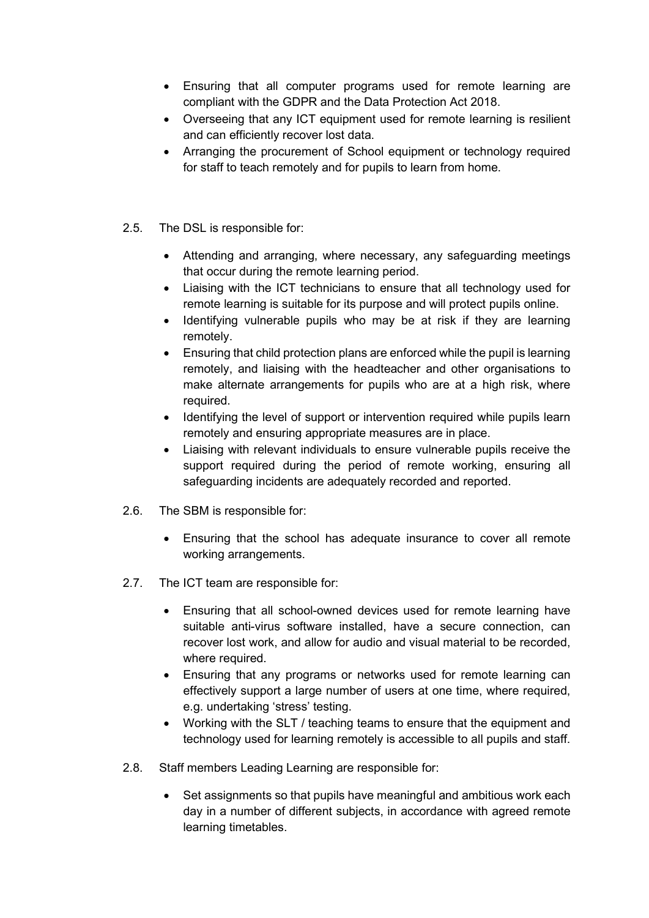- Ensuring that all computer programs used for remote learning are compliant with the GDPR and the Data Protection Act 2018.
- Overseeing that any ICT equipment used for remote learning is resilient and can efficiently recover lost data.
- Arranging the procurement of School equipment or technology required for staff to teach remotely and for pupils to learn from home.

2.5. The DSL is responsible for:

- Attending and arranging, where necessary, any safeguarding meetings that occur during the remote learning period.
- Liaising with the ICT technicians to ensure that all technology used for remote learning is suitable for its purpose and will protect pupils online.
- Identifying vulnerable pupils who may be at risk if they are learning remotely.
- Ensuring that child protection plans are enforced while the pupil is learning remotely, and liaising with the headteacher and other organisations to make alternate arrangements for pupils who are at a high risk, where required.
- Identifying the level of support or intervention required while pupils learn remotely and ensuring appropriate measures are in place.
- Liaising with relevant individuals to ensure vulnerable pupils receive the support required during the period of remote working, ensuring all safeguarding incidents are adequately recorded and reported.

2.6. The SBM is responsible for:

- Ensuring that the school has adequate insurance to cover all remote working arrangements.

2.7. The ICT team are responsible for:

- Ensuring that all school-owned devices used for remote learning have suitable anti-virus software installed, have a secure connection, can recover lost work, and allow for audio and visual material to be recorded, where required.
- Ensuring that any programs or networks used for remote learning can effectively support a large number of users at one time, where required, e.g. undertaking 'stress' testing.
- Working with the SLT / teaching teams to ensure that the equipment and technology used for learning remotely is accessible to all pupils and staff.

2.8. Staff members Leading Learning are responsible for:

- Set assignments so that pupils have meaningful and ambitious work each day in a number of different subjects, in accordance with agreed remote learning timetables.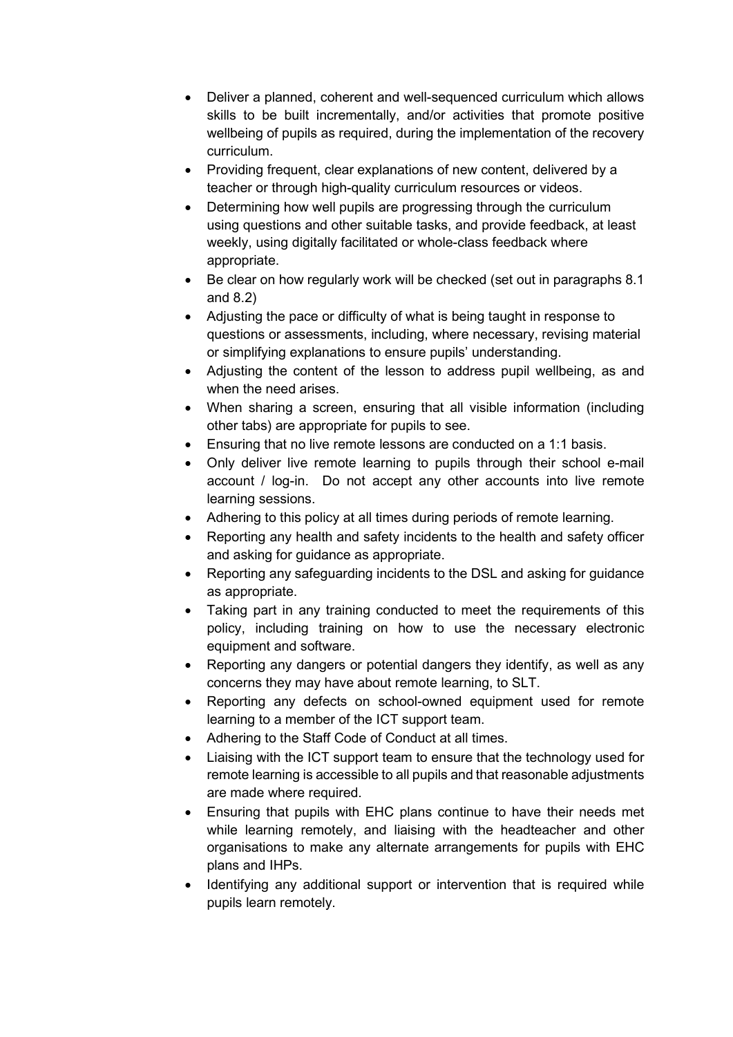- Deliver a planned, coherent and well-sequenced curriculum which allows skills to be built incrementally, and/or activities that promote positive wellbeing of pupils as required, during the implementation of the recovery curriculum.
- Providing frequent, clear explanations of new content, delivered by a teacher or through high-quality curriculum resources or videos.
- Determining how well pupils are progressing through the curriculum using questions and other suitable tasks, and provide feedback, at least weekly, using digitally facilitated or whole-class feedback where appropriate.
- Be clear on how regularly work will be checked (set out in paragraphs 8.1 and 8.2)
- Adjusting the pace or difficulty of what is being taught in response to questions or assessments, including, where necessary, revising material or simplifying explanations to ensure pupils' understanding.
- Adjusting the content of the lesson to address pupil wellbeing, as and when the need arises.
- When sharing a screen, ensuring that all visible information (including other tabs) are appropriate for pupils to see.
- Ensuring that no live remote lessons are conducted on a 1:1 basis.
- Only deliver live remote learning to pupils through their school e-mail account / log-in. Do not accept any other accounts into live remote learning sessions.
- Adhering to this policy at all times during periods of remote learning.
- Reporting any health and safety incidents to the health and safety officer and asking for guidance as appropriate.
- Reporting any safeguarding incidents to the DSL and asking for guidance as appropriate.
- Taking part in any training conducted to meet the requirements of this policy, including training on how to use the necessary electronic equipment and software.
- Reporting any dangers or potential dangers they identify, as well as any concerns they may have about remote learning, to SLT.
- Reporting any defects on school-owned equipment used for remote learning to a member of the ICT support team.
- Adhering to the Staff Code of Conduct at all times.
- Liaising with the ICT support team to ensure that the technology used for remote learning is accessible to all pupils and that reasonable adjustments are made where required.
- Ensuring that pupils with EHC plans continue to have their needs met while learning remotely, and liaising with the headteacher and other organisations to make any alternate arrangements for pupils with EHC plans and IHPs.
- Identifying any additional support or intervention that is required while pupils learn remotely.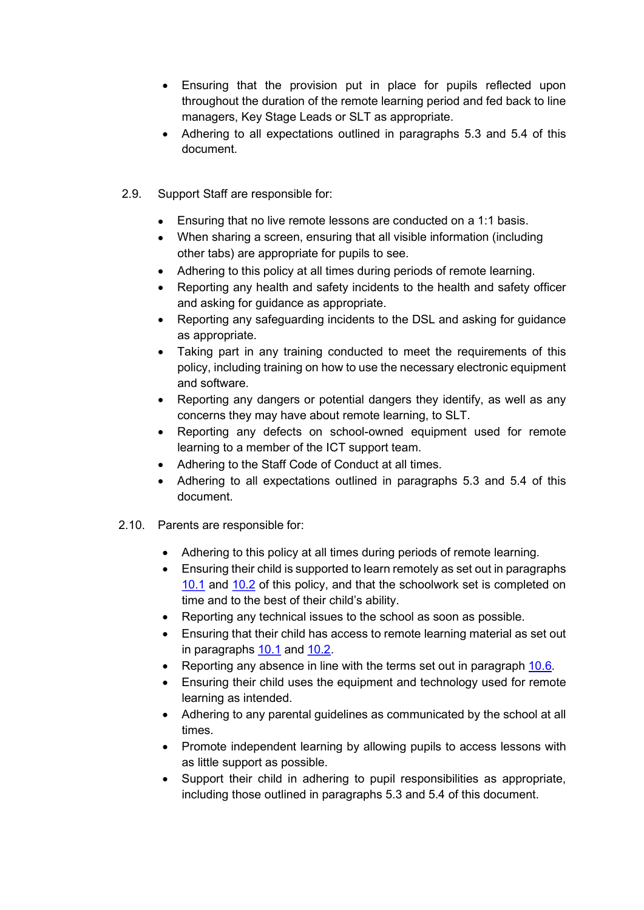- Ensuring that the provision put in place for pupils reflected upon throughout the duration of the remote learning period and fed back to line managers, Key Stage Leads or SLT as appropriate.
- Adhering to all expectations outlined in paragraphs 5.3 and 5.4 of this document.

2.9. Support Staff are responsible for:

- Ensuring that no live remote lessons are conducted on a 1:1 basis.
- When sharing a screen, ensuring that all visible information (including other tabs) are appropriate for pupils to see.
- Adhering to this policy at all times during periods of remote learning.
- Reporting any health and safety incidents to the health and safety officer and asking for guidance as appropriate.
- Reporting any safeguarding incidents to the DSL and asking for guidance as appropriate.
- Taking part in any training conducted to meet the requirements of this policy, including training on how to use the necessary electronic equipment and software.
- Reporting any dangers or potential dangers they identify, as well as any concerns they may have about remote learning, to SLT.
- Reporting any defects on school-owned equipment used for remote learning to a member of the ICT support team.
- Adhering to the Staff Code of Conduct at all times.
- Adhering to all expectations outlined in paragraphs 5.3 and 5.4 of this document.

2.10. Parents are responsible for:

- Adhering to this policy at all times during periods of remote learning.
- Ensuring their child is supported to learn remotely as set out in paragraphs 10.1 and 10.2 of this policy, and that the schoolwork set is completed on time and to the best of their child's ability.
- Reporting any technical issues to the school as soon as possible.
- Ensuring that their child has access to remote learning material as set out in paragraphs 10.1 and 10.2.
- Reporting any absence in line with the terms set out in paragraph 10.6.
- Ensuring their child uses the equipment and technology used for remote learning as intended.
- Adhering to any parental guidelines as communicated by the school at all times.
- Promote independent learning by allowing pupils to access lessons with as little support as possible.
- Support their child in adhering to pupil responsibilities as appropriate, including those outlined in paragraphs 5.3 and 5.4 of this document.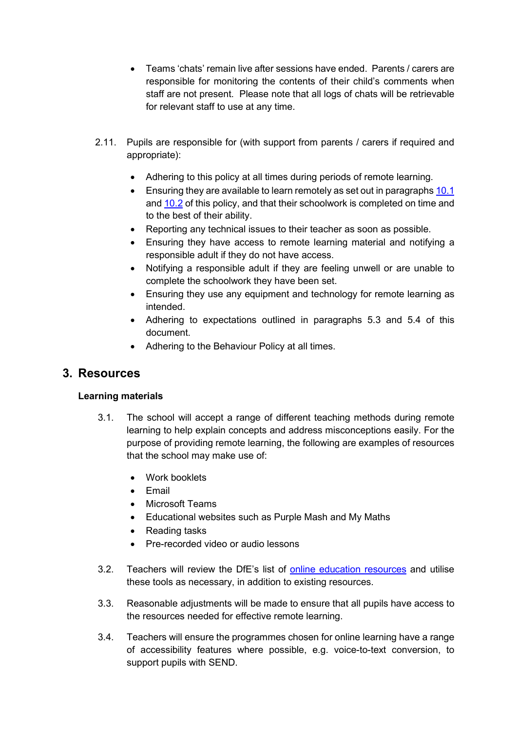- Teams 'chats' remain live after sessions have ended. Parents / carers are responsible for monitoring the contents of their child's comments when staff are not present. Please note that all logs of chats will be retrievable for relevant staff to use at any time.

2.11. Pupils are responsible for (with support from parents / carers if required and appropriate):

- Adhering to this policy at all times during periods of remote learning.
- Ensuring they are available to learn remotely as set out in paragraphs [10.1](#) and [10.2](#) of this policy, and that their schoolwork is completed on time and to the best of their ability.
- Reporting any technical issues to their teacher as soon as possible.
- Ensuring they have access to remote learning material and notifying a responsible adult if they do not have access.
- Notifying a responsible adult if they are feeling unwell or are unable to complete the schoolwork they have been set.
- Ensuring they use any equipment and technology for remote learning as intended.
- Adhering to expectations outlined in paragraphs 5.3 and 5.4 of this document.
- Adhering to the Behaviour Policy at all times.

## 3. Resources

### Learning materials

3.1. The school will accept a range of different teaching methods during remote learning to help explain concepts and address misconceptions easily. For the purpose of providing remote learning, the following are examples of resources that the school may make use of:

- Work booklets
- Email
- Microsoft Teams
- Educational websites such as Purple Mash and My Maths
- Reading tasks
- Pre-recorded video or audio lessons

3.2. Teachers will review the DfE's list of [online education resources](#) and utilise these tools as necessary, in addition to existing resources.

3.3. Reasonable adjustments will be made to ensure that all pupils have access to the resources needed for effective remote learning.

3.4. Teachers will ensure the programmes chosen for online learning have a range of accessibility features where possible, e.g. voice-to-text conversion, to support pupils with SEND.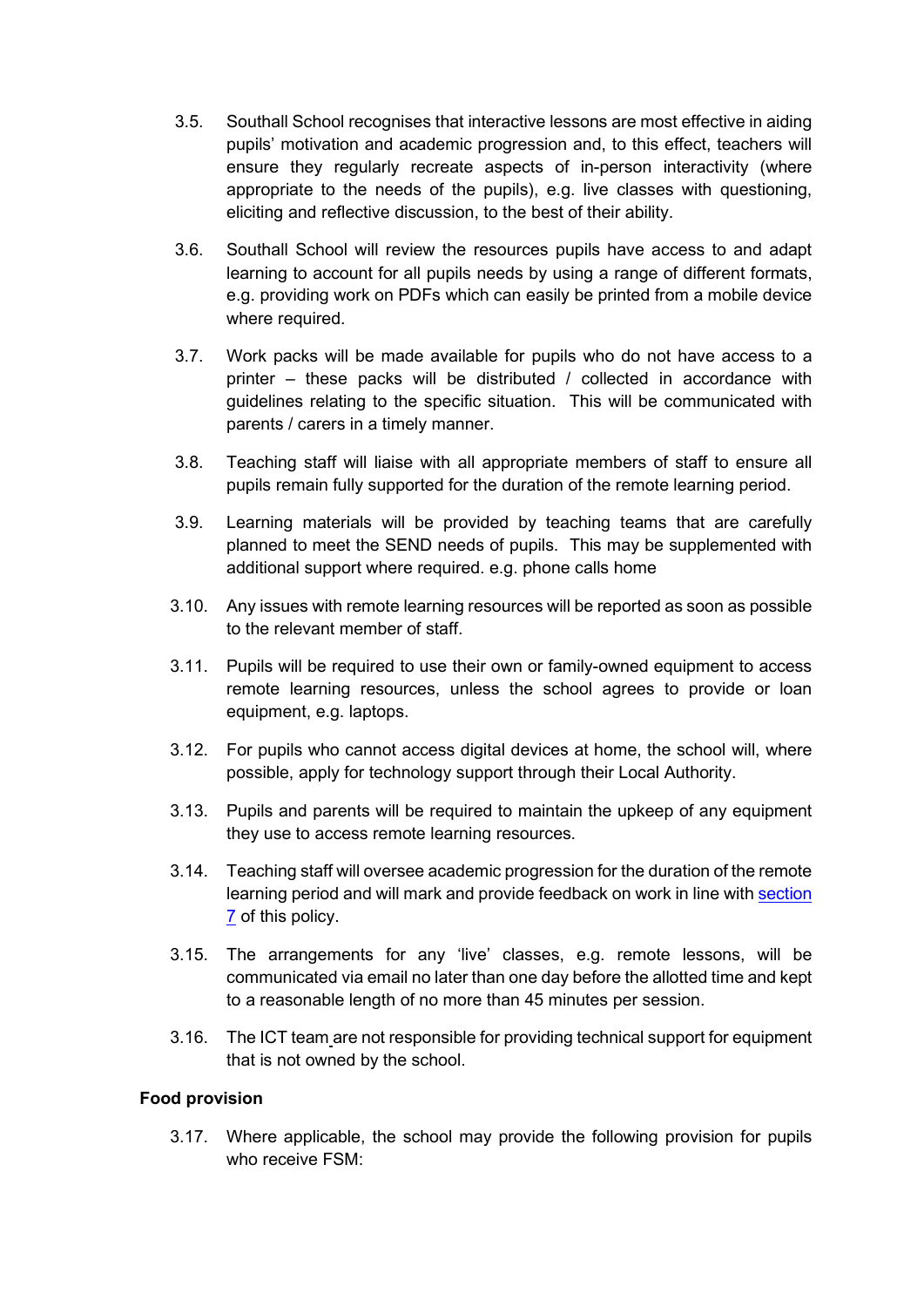3.5. Southall School recognises that interactive lessons are most effective in aiding pupils' motivation and academic progression and, to this effect, teachers will ensure they regularly recreate aspects of in-person interactivity (where appropriate to the needs of the pupils), e.g. live classes with questioning, eliciting and reflective discussion, to the best of their ability.

3.6. Southall School will review the resources pupils have access to and adapt learning to account for all pupils needs by using a range of different formats, e.g. providing work on PDFs which can easily be printed from a mobile device where required.

3.7. Work packs will be made available for pupils who do not have access to a printer – these packs will be distributed / collected in accordance with guidelines relating to the specific situation. This will be communicated with parents / carers in a timely manner.

3.8. Teaching staff will liaise with all appropriate members of staff to ensure all pupils remain fully supported for the duration of the remote learning period.

3.9. Learning materials will be provided by teaching teams that are carefully planned to meet the SEND needs of pupils. This may be supplemented with additional support where required. e.g. phone calls home

3.10. Any issues with remote learning resources will be reported as soon as possible to the relevant member of staff.

3.11. Pupils will be required to use their own or family-owned equipment to access remote learning resources, unless the school agrees to provide or loan equipment, e.g. laptops.

3.12. For pupils who cannot access digital devices at home, the school will, where possible, apply for technology support through their Local Authority.

3.13. Pupils and parents will be required to maintain the upkeep of any equipment they use to access remote learning resources.

3.14. Teaching staff will oversee academic progression for the duration of the remote learning period and will mark and provide feedback on work in line with section 7 of this policy.

3.15. The arrangements for any 'live' classes, e.g. remote lessons, will be communicated via email no later than one day before the allotted time and kept to a reasonable length of no more than 45 minutes per session.

3.16. The ICT team are not responsible for providing technical support for equipment that is not owned by the school.

**Food provision**

3.17. Where applicable, the school may provide the following provision for pupils who receive FSM: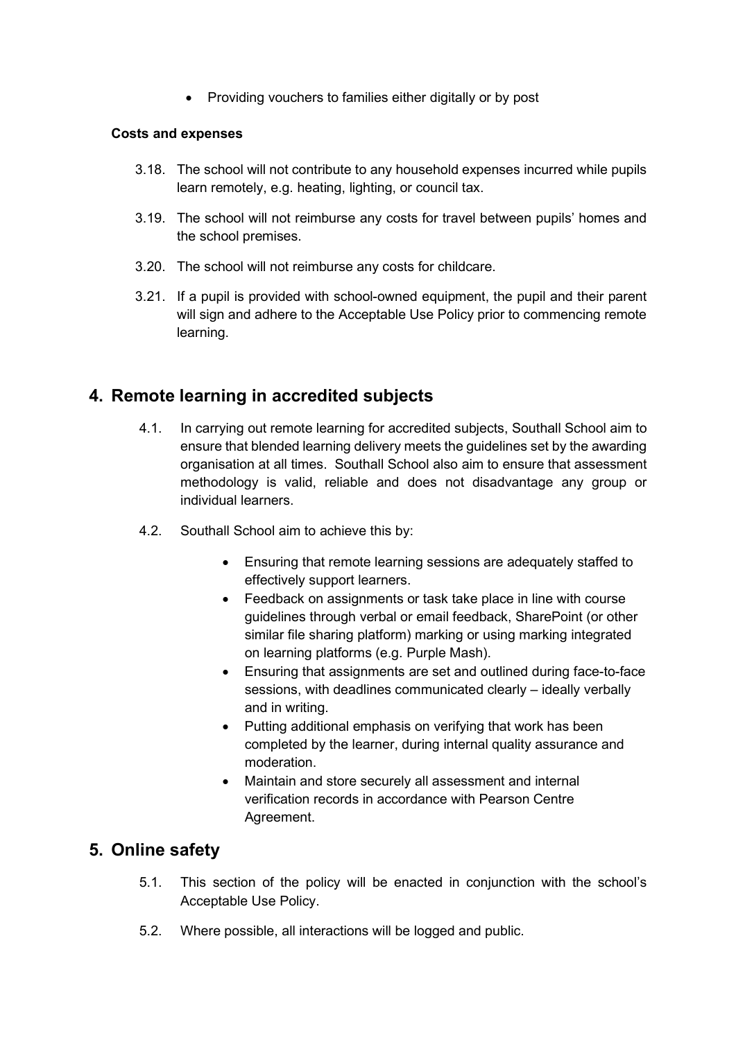- Providing vouchers to families either digitally or by post

**Costs and expenses**

3.18. The school will not contribute to any household expenses incurred while pupils learn remotely, e.g. heating, lighting, or council tax.

3.19. The school will not reimburse any costs for travel between pupils' homes and the school premises.

3.20. The school will not reimburse any costs for childcare.

3.21. If a pupil is provided with school-owned equipment, the pupil and their parent will sign and adhere to the Acceptable Use Policy prior to commencing remote learning.

## 4. Remote learning in accredited subjects

4.1. In carrying out remote learning for accredited subjects, Southall School aim to ensure that blended learning delivery meets the guidelines set by the awarding organisation at all times. Southall School also aim to ensure that assessment methodology is valid, reliable and does not disadvantage any group or individual learners.

4.2. Southall School aim to achieve this by:

- Ensuring that remote learning sessions are adequately staffed to effectively support learners.
- Feedback on assignments or task take place in line with course guidelines through verbal or email feedback, SharePoint (or other similar file sharing platform) marking or using marking integrated on learning platforms (e.g. Purple Mash).
- Ensuring that assignments are set and outlined during face-to-face sessions, with deadlines communicated clearly – ideally verbally and in writing.
- Putting additional emphasis on verifying that work has been completed by the learner, during internal quality assurance and moderation.
- Maintain and store securely all assessment and internal verification records in accordance with Pearson Centre Agreement.

## 5. Online safety

5.1. This section of the policy will be enacted in conjunction with the school's Acceptable Use Policy.

5.2. Where possible, all interactions will be logged and public.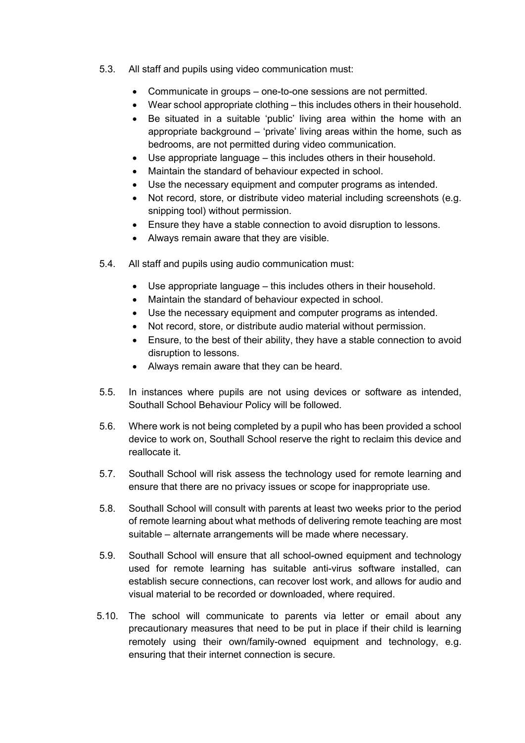5.3. All staff and pupils using video communication must:

- Communicate in groups – one-to-one sessions are not permitted.
- Wear school appropriate clothing – this includes others in their household.
- Be situated in a suitable 'public' living area within the home with an appropriate background – 'private' living areas within the home, such as bedrooms, are not permitted during video communication.
- Use appropriate language – this includes others in their household.
- Maintain the standard of behaviour expected in school.
- Use the necessary equipment and computer programs as intended.
- Not record, store, or distribute video material including screenshots (e.g. snipping tool) without permission.
- Ensure they have a stable connection to avoid disruption to lessons.
- Always remain aware that they are visible.

5.4. All staff and pupils using audio communication must:

- Use appropriate language – this includes others in their household.
- Maintain the standard of behaviour expected in school.
- Use the necessary equipment and computer programs as intended.
- Not record, store, or distribute audio material without permission.
- Ensure, to the best of their ability, they have a stable connection to avoid disruption to lessons.
- Always remain aware that they can be heard.

5.5. In instances where pupils are not using devices or software as intended, Southall School Behaviour Policy will be followed.

5.6. Where work is not being completed by a pupil who has been provided a school device to work on, Southall School reserve the right to reclaim this device and reallocate it.

5.7. Southall School will risk assess the technology used for remote learning and ensure that there are no privacy issues or scope for inappropriate use.

5.8. Southall School will consult with parents at least two weeks prior to the period of remote learning about what methods of delivering remote teaching are most suitable – alternate arrangements will be made where necessary.

5.9. Southall School will ensure that all school-owned equipment and technology used for remote learning has suitable anti-virus software installed, can establish secure connections, can recover lost work, and allows for audio and visual material to be recorded or downloaded, where required.

5.10. The school will communicate to parents via letter or email about any precautionary measures that need to be put in place if their child is learning remotely using their own/family-owned equipment and technology, e.g. ensuring that their internet connection is secure.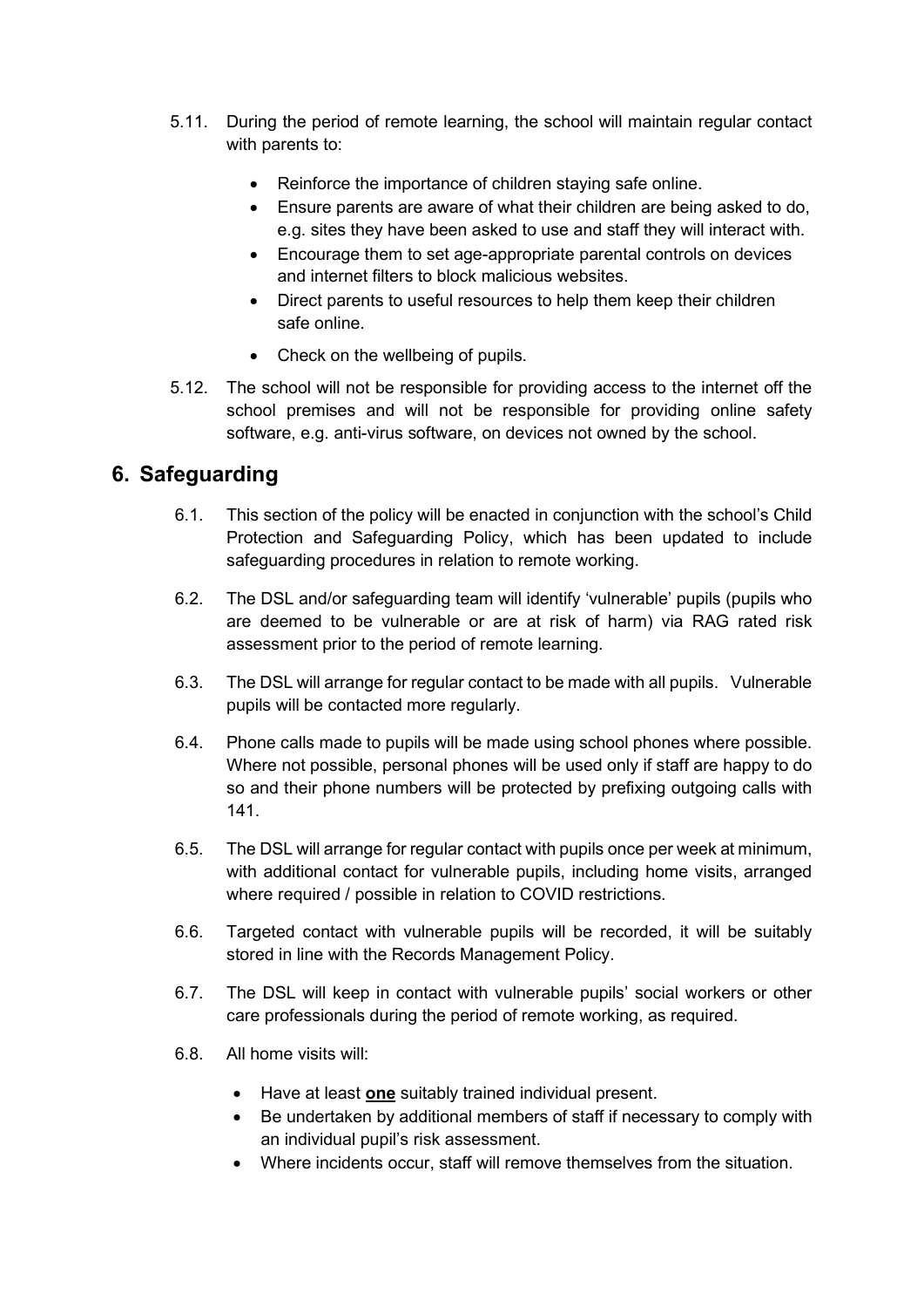5.11. During the period of remote learning, the school will maintain regular contact with parents to:

- Reinforce the importance of children staying safe online.
- Ensure parents are aware of what their children are being asked to do, e.g. sites they have been asked to use and staff they will interact with.
- Encourage them to set age-appropriate parental controls on devices and internet filters to block malicious websites.
- Direct parents to useful resources to help them keep their children safe online.
- Check on the wellbeing of pupils.

5.12. The school will not be responsible for providing access to the internet off the school premises and will not be responsible for providing online safety software, e.g. anti-virus software, on devices not owned by the school.

## 6. Safeguarding

6.1. This section of the policy will be enacted in conjunction with the school's Child Protection and Safeguarding Policy, which has been updated to include safeguarding procedures in relation to remote working.

6.2. The DSL and/or safeguarding team will identify 'vulnerable' pupils (pupils who are deemed to be vulnerable or are at risk of harm) via RAG rated risk assessment prior to the period of remote learning.

6.3. The DSL will arrange for regular contact to be made with all pupils. Vulnerable pupils will be contacted more regularly.

6.4. Phone calls made to pupils will be made using school phones where possible. Where not possible, personal phones will be used only if staff are happy to do so and their phone numbers will be protected by prefixing outgoing calls with 141.

6.5. The DSL will arrange for regular contact with pupils once per week at minimum, with additional contact for vulnerable pupils, including home visits, arranged where required / possible in relation to COVID restrictions.

6.6. Targeted contact with vulnerable pupils will be recorded, it will be suitably stored in line with the Records Management Policy.

6.7. The DSL will keep in contact with vulnerable pupils' social workers or other care professionals during the period of remote working, as required.

6.8. All home visits will:

- Have at least **one** suitably trained individual present.
- Be undertaken by additional members of staff if necessary to comply with an individual pupil's risk assessment.
- Where incidents occur, staff will remove themselves from the situation.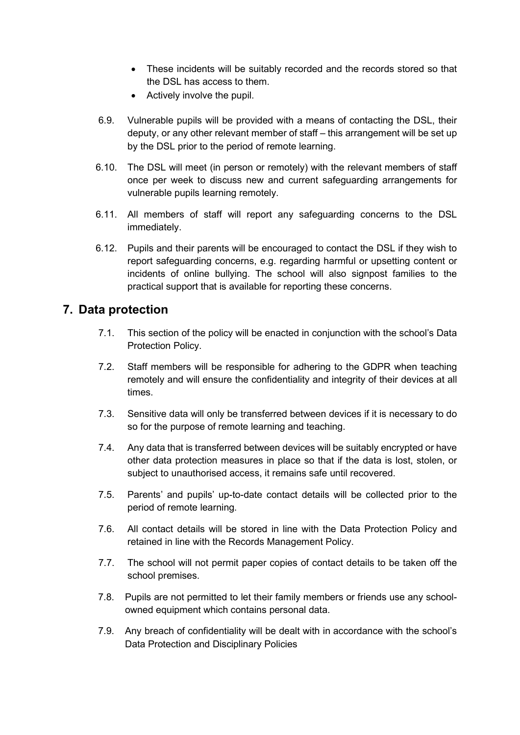- These incidents will be suitably recorded and the records stored so that the DSL has access to them.
- Actively involve the pupil.

6.9. Vulnerable pupils will be provided with a means of contacting the DSL, their deputy, or any other relevant member of staff – this arrangement will be set up by the DSL prior to the period of remote learning.

6.10. The DSL will meet (in person or remotely) with the relevant members of staff once per week to discuss new and current safeguarding arrangements for vulnerable pupils learning remotely.

6.11. All members of staff will report any safeguarding concerns to the DSL immediately.

6.12. Pupils and their parents will be encouraged to contact the DSL if they wish to report safeguarding concerns, e.g. regarding harmful or upsetting content or incidents of online bullying. The school will also signpost families to the practical support that is available for reporting these concerns.

## 7. Data protection

7.1. This section of the policy will be enacted in conjunction with the school's Data Protection Policy.

7.2. Staff members will be responsible for adhering to the GDPR when teaching remotely and will ensure the confidentiality and integrity of their devices at all times.

7.3. Sensitive data will only be transferred between devices if it is necessary to do so for the purpose of remote learning and teaching.

7.4. Any data that is transferred between devices will be suitably encrypted or have other data protection measures in place so that if the data is lost, stolen, or subject to unauthorised access, it remains safe until recovered.

7.5. Parents' and pupils' up-to-date contact details will be collected prior to the period of remote learning.

7.6. All contact details will be stored in line with the Data Protection Policy and retained in line with the Records Management Policy.

7.7. The school will not permit paper copies of contact details to be taken off the school premises.

7.8. Pupils are not permitted to let their family members or friends use any school-owned equipment which contains personal data.

7.9. Any breach of confidentiality will be dealt with in accordance with the school's Data Protection and Disciplinary Policies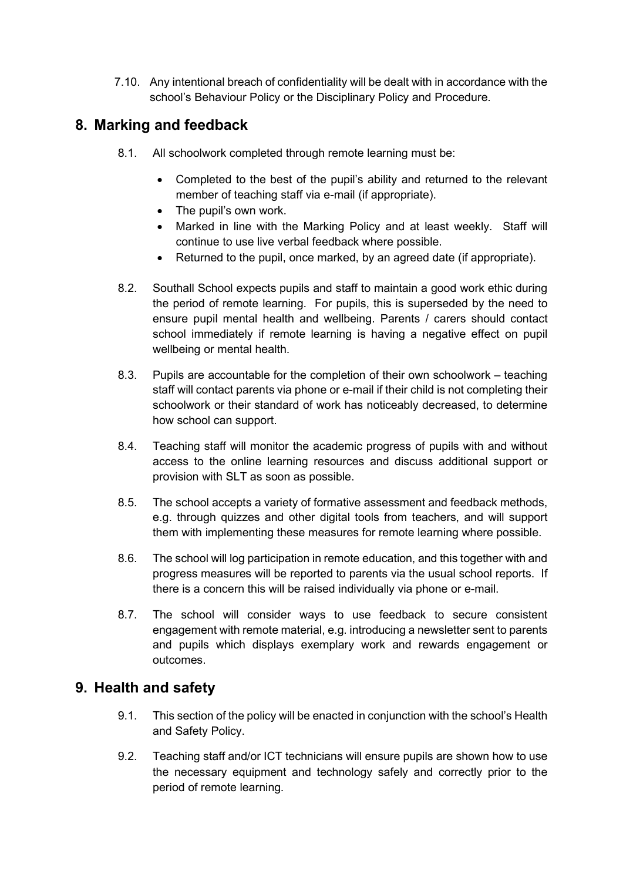7.10. Any intentional breach of confidentiality will be dealt with in accordance with the school's Behaviour Policy or the Disciplinary Policy and Procedure.

## 8. Marking and feedback

8.1. All schoolwork completed through remote learning must be:

- Completed to the best of the pupil's ability and returned to the relevant member of teaching staff via e-mail (if appropriate).
- The pupil's own work.
- Marked in line with the Marking Policy and at least weekly. Staff will continue to use live verbal feedback where possible.
- Returned to the pupil, once marked, by an agreed date (if appropriate).

8.2. Southall School expects pupils and staff to maintain a good work ethic during the period of remote learning. For pupils, this is superseded by the need to ensure pupil mental health and wellbeing. Parents / carers should contact school immediately if remote learning is having a negative effect on pupil wellbeing or mental health.

8.3. Pupils are accountable for the completion of their own schoolwork – teaching staff will contact parents via phone or e-mail if their child is not completing their schoolwork or their standard of work has noticeably decreased, to determine how school can support.

8.4. Teaching staff will monitor the academic progress of pupils with and without access to the online learning resources and discuss additional support or provision with SLT as soon as possible.

8.5. The school accepts a variety of formative assessment and feedback methods, e.g. through quizzes and other digital tools from teachers, and will support them with implementing these measures for remote learning where possible.

8.6. The school will log participation in remote education, and this together with and progress measures will be reported to parents via the usual school reports. If there is a concern this will be raised individually via phone or e-mail.

8.7. The school will consider ways to use feedback to secure consistent engagement with remote material, e.g. introducing a newsletter sent to parents and pupils which displays exemplary work and rewards engagement or outcomes.

## 9. Health and safety

9.1. This section of the policy will be enacted in conjunction with the school's Health and Safety Policy.

9.2. Teaching staff and/or ICT technicians will ensure pupils are shown how to use the necessary equipment and technology safely and correctly prior to the period of remote learning.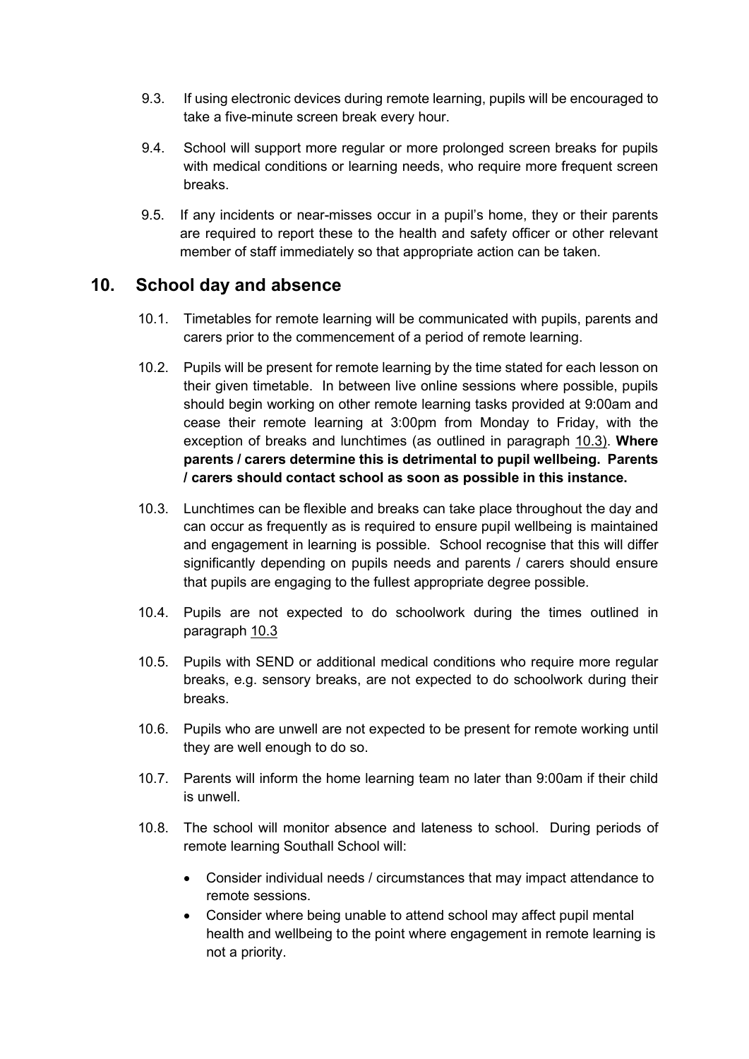9.3. If using electronic devices during remote learning, pupils will be encouraged to take a five-minute screen break every hour.

9.4. School will support more regular or more prolonged screen breaks for pupils with medical conditions or learning needs, who require more frequent screen breaks.

9.5. If any incidents or near-misses occur in a pupil's home, they or their parents are required to report these to the health and safety officer or other relevant member of staff immediately so that appropriate action can be taken.

## 10. School day and absence

10.1. Timetables for remote learning will be communicated with pupils, parents and carers prior to the commencement of a period of remote learning.

10.2. Pupils will be present for remote learning by the time stated for each lesson on their given timetable. In between live online sessions where possible, pupils should begin working on other remote learning tasks provided at 9:00am and cease their remote learning at 3:00pm from Monday to Friday, with the exception of breaks and lunchtimes (as outlined in paragraph 10.3). **Where parents / carers determine this is detrimental to pupil wellbeing. Parents / carers should contact school as soon as possible in this instance.**

10.3. Lunchtimes can be flexible and breaks can take place throughout the day and can occur as frequently as is required to ensure pupil wellbeing is maintained and engagement in learning is possible. School recognise that this will differ significantly depending on pupils needs and parents / carers should ensure that pupils are engaging to the fullest appropriate degree possible.

10.4. Pupils are not expected to do schoolwork during the times outlined in paragraph 10.3

10.5. Pupils with SEND or additional medical conditions who require more regular breaks, e.g. sensory breaks, are not expected to do schoolwork during their breaks.

10.6. Pupils who are unwell are not expected to be present for remote working until they are well enough to do so.

10.7. Parents will inform the home learning team no later than 9:00am if their child is unwell.

10.8. The school will monitor absence and lateness to school. During periods of remote learning Southall School will:

- Consider individual needs / circumstances that may impact attendance to remote sessions.
- Consider where being unable to attend school may affect pupil mental health and wellbeing to the point where engagement in remote learning is not a priority.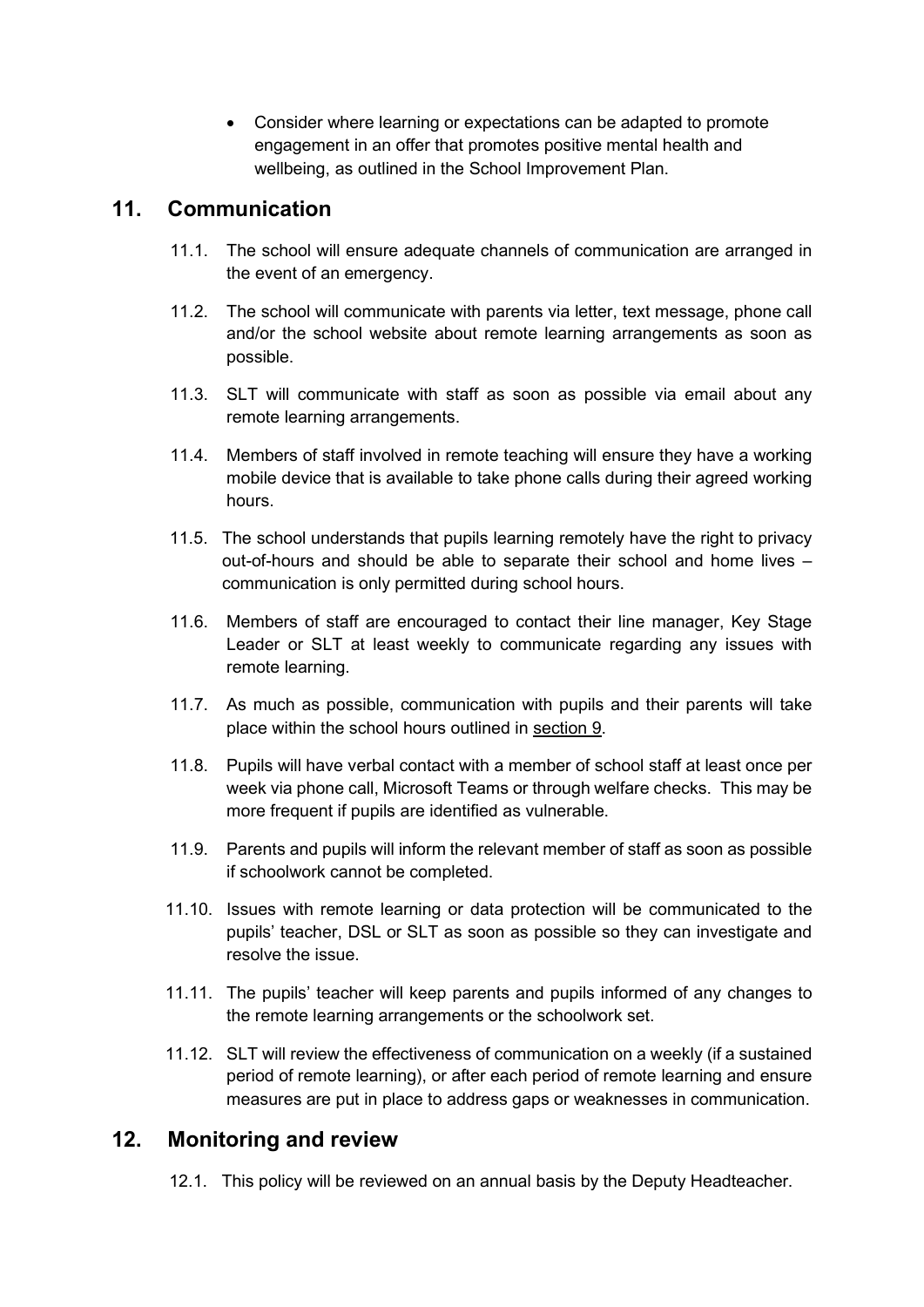- Consider where learning or expectations can be adapted to promote engagement in an offer that promotes positive mental health and wellbeing, as outlined in the School Improvement Plan.

## 11. Communication

11.1. The school will ensure adequate channels of communication are arranged in the event of an emergency.

11.2. The school will communicate with parents via letter, text message, phone call and/or the school website about remote learning arrangements as soon as possible.

11.3. SLT will communicate with staff as soon as possible via email about any remote learning arrangements.

11.4. Members of staff involved in remote teaching will ensure they have a working mobile device that is available to take phone calls during their agreed working hours.

11.5. The school understands that pupils learning remotely have the right to privacy out-of-hours and should be able to separate their school and home lives – communication is only permitted during school hours.

11.6. Members of staff are encouraged to contact their line manager, Key Stage Leader or SLT at least weekly to communicate regarding any issues with remote learning.

11.7. As much as possible, communication with pupils and their parents will take place within the school hours outlined in section 9.

11.8. Pupils will have verbal contact with a member of school staff at least once per week via phone call, Microsoft Teams or through welfare checks. This may be more frequent if pupils are identified as vulnerable.

11.9. Parents and pupils will inform the relevant member of staff as soon as possible if schoolwork cannot be completed.

11.10. Issues with remote learning or data protection will be communicated to the pupils' teacher, DSL or SLT as soon as possible so they can investigate and resolve the issue.

11.11. The pupils' teacher will keep parents and pupils informed of any changes to the remote learning arrangements or the schoolwork set.

11.12. SLT will review the effectiveness of communication on a weekly (if a sustained period of remote learning), or after each period of remote learning and ensure measures are put in place to address gaps or weaknesses in communication.

## 12. Monitoring and review

12.1. This policy will be reviewed on an annual basis by the Deputy Headteacher.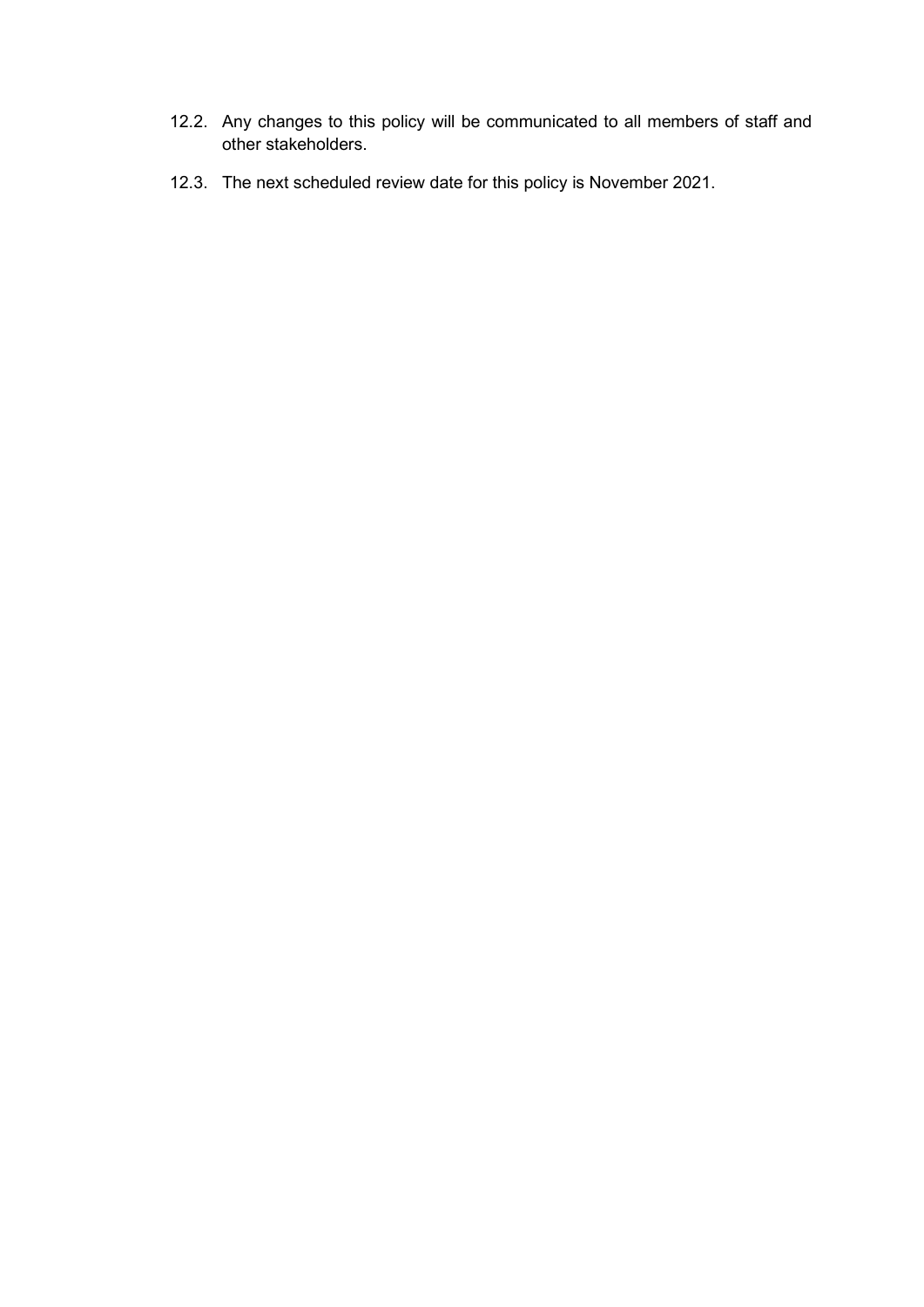12.2. Any changes to this policy will be communicated to all members of staff and other stakeholders.

12.3. The next scheduled review date for this policy is November 2021.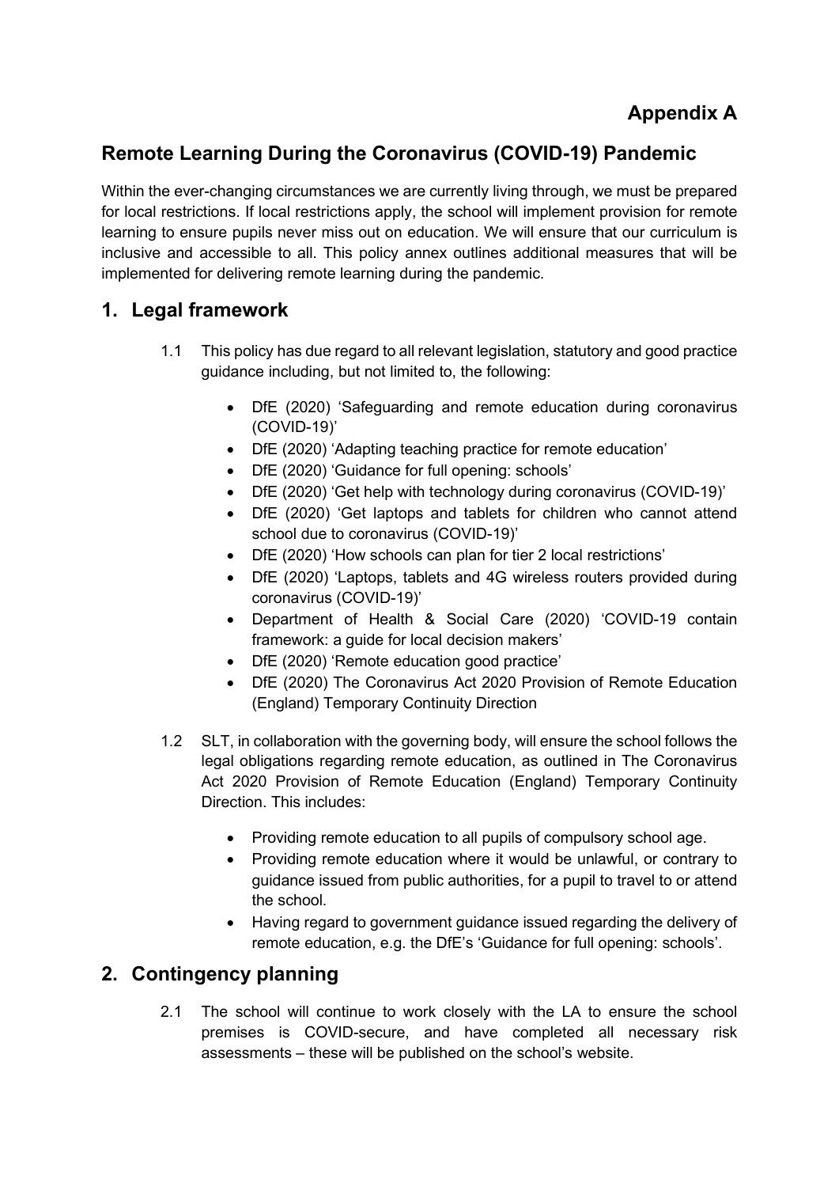**Appendix A**

## Remote Learning During the Coronavirus (COVID-19) Pandemic

Within the ever-changing circumstances we are currently living through, we must be prepared for local restrictions. If local restrictions apply, the school will implement provision for remote learning to ensure pupils never miss out on education. We will ensure that our curriculum is inclusive and accessible to all. This policy annex outlines additional measures that will be implemented for delivering remote learning during the pandemic.

## 1. Legal framework

1.1 This policy has due regard to all relevant legislation, statutory and good practice guidance including, but not limited to, the following:

- DfE (2020) 'Safeguarding and remote education during coronavirus (COVID-19)'
- DfE (2020) 'Adapting teaching practice for remote education'
- DfE (2020) 'Guidance for full opening: schools'
- DfE (2020) 'Get help with technology during coronavirus (COVID-19)'
- DfE (2020) 'Get laptops and tablets for children who cannot attend school due to coronavirus (COVID-19)'
- DfE (2020) 'How schools can plan for tier 2 local restrictions'
- DfE (2020) 'Laptops, tablets and 4G wireless routers provided during coronavirus (COVID-19)'
- Department of Health & Social Care (2020) 'COVID-19 contain framework: a guide for local decision makers'
- DfE (2020) 'Remote education good practice'
- DfE (2020) The Coronavirus Act 2020 Provision of Remote Education (England) Temporary Continuity Direction

1.2 SLT, in collaboration with the governing body, will ensure the school follows the legal obligations regarding remote education, as outlined in The Coronavirus Act 2020 Provision of Remote Education (England) Temporary Continuity Direction. This includes:

- Providing remote education to all pupils of compulsory school age.
- Providing remote education where it would be unlawful, or contrary to guidance issued from public authorities, for a pupil to travel to or attend the school.
- Having regard to government guidance issued regarding the delivery of remote education, e.g. the DfE's 'Guidance for full opening: schools'.

## 2. Contingency planning

2.1 The school will continue to work closely with the LA to ensure the school premises is COVID-secure, and have completed all necessary risk assessments – these will be published on the school's website.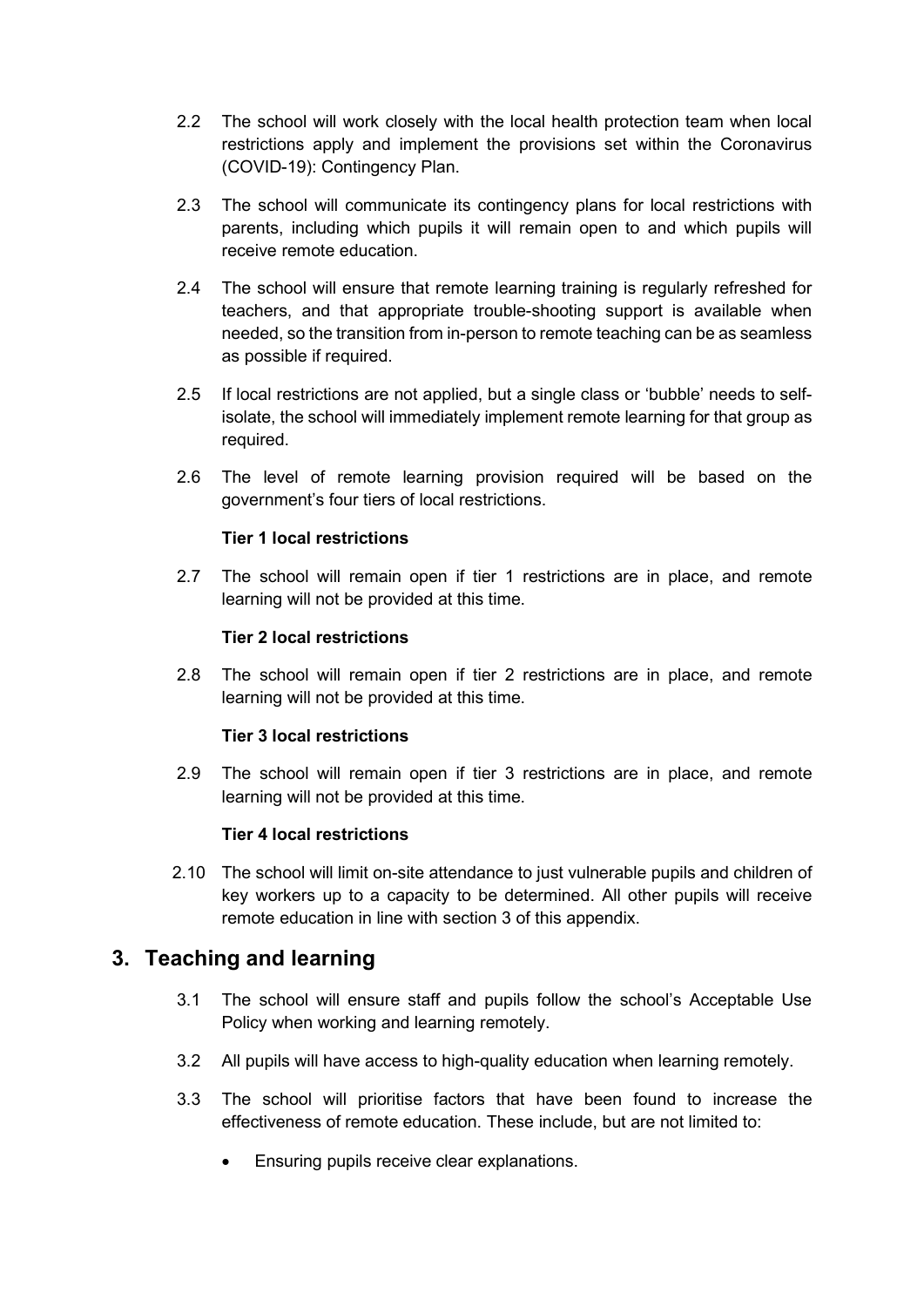2.2 The school will work closely with the local health protection team when local restrictions apply and implement the provisions set within the Coronavirus (COVID-19): Contingency Plan.

2.3 The school will communicate its contingency plans for local restrictions with parents, including which pupils it will remain open to and which pupils will receive remote education.

2.4 The school will ensure that remote learning training is regularly refreshed for teachers, and that appropriate trouble-shooting support is available when needed, so the transition from in-person to remote teaching can be as seamless as possible if required.

2.5 If local restrictions are not applied, but a single class or 'bubble' needs to self-isolate, the school will immediately implement remote learning for that group as required.

2.6 The level of remote learning provision required will be based on the government's four tiers of local restrictions.

**Tier 1 local restrictions**

2.7 The school will remain open if tier 1 restrictions are in place, and remote learning will not be provided at this time.

**Tier 2 local restrictions**

2.8 The school will remain open if tier 2 restrictions are in place, and remote learning will not be provided at this time.

**Tier 3 local restrictions**

2.9 The school will remain open if tier 3 restrictions are in place, and remote learning will not be provided at this time.

**Tier 4 local restrictions**

2.10 The school will limit on-site attendance to just vulnerable pupils and children of key workers up to a capacity to be determined. All other pupils will receive remote education in line with section 3 of this appendix.

## 3. Teaching and learning

3.1 The school will ensure staff and pupils follow the school's Acceptable Use Policy when working and learning remotely.

3.2 All pupils will have access to high-quality education when learning remotely.

3.3 The school will prioritise factors that have been found to increase the effectiveness of remote education. These include, but are not limited to:

- Ensuring pupils receive clear explanations.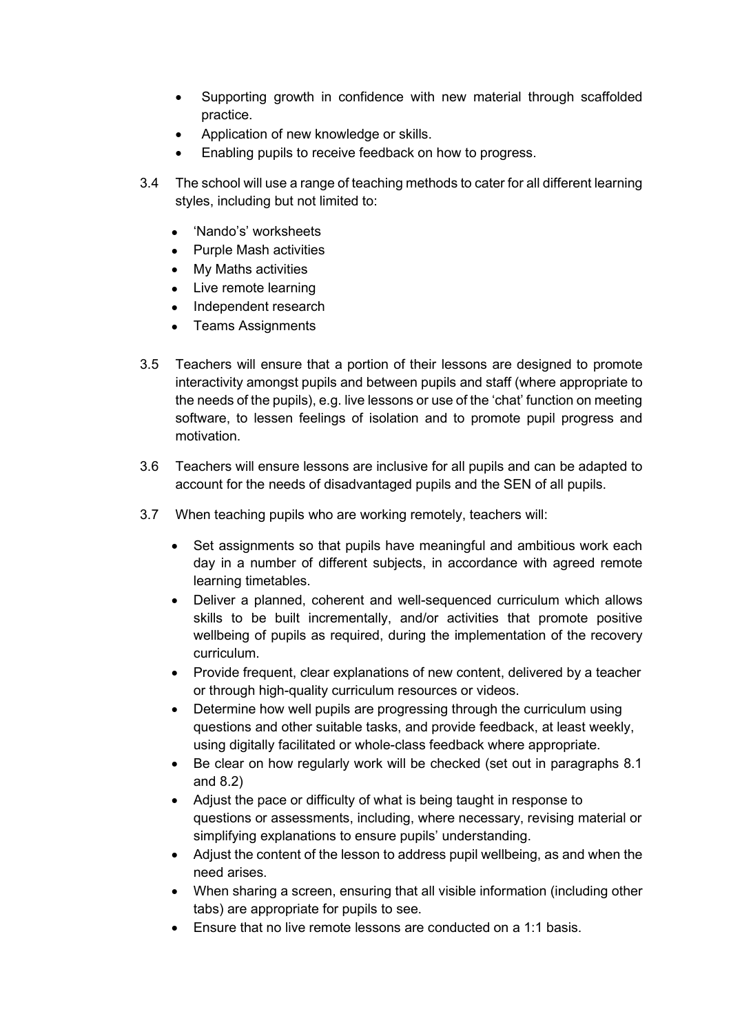- Supporting growth in confidence with new material through scaffolded practice.
- Application of new knowledge or skills.
- Enabling pupils to receive feedback on how to progress.

3.4 The school will use a range of teaching methods to cater for all different learning styles, including but not limited to:

- 'Nando's' worksheets
- Purple Mash activities
- My Maths activities
- Live remote learning
- Independent research
- Teams Assignments

3.5 Teachers will ensure that a portion of their lessons are designed to promote interactivity amongst pupils and between pupils and staff (where appropriate to the needs of the pupils), e.g. live lessons or use of the 'chat' function on meeting software, to lessen feelings of isolation and to promote pupil progress and motivation.

3.6 Teachers will ensure lessons are inclusive for all pupils and can be adapted to account for the needs of disadvantaged pupils and the SEN of all pupils.

3.7 When teaching pupils who are working remotely, teachers will:

- Set assignments so that pupils have meaningful and ambitious work each day in a number of different subjects, in accordance with agreed remote learning timetables.
- Deliver a planned, coherent and well-sequenced curriculum which allows skills to be built incrementally, and/or activities that promote positive wellbeing of pupils as required, during the implementation of the recovery curriculum.
- Provide frequent, clear explanations of new content, delivered by a teacher or through high-quality curriculum resources or videos.
- Determine how well pupils are progressing through the curriculum using questions and other suitable tasks, and provide feedback, at least weekly, using digitally facilitated or whole-class feedback where appropriate.
- Be clear on how regularly work will be checked (set out in paragraphs 8.1 and 8.2)
- Adjust the pace or difficulty of what is being taught in response to questions or assessments, including, where necessary, revising material or simplifying explanations to ensure pupils' understanding.
- Adjust the content of the lesson to address pupil wellbeing, as and when the need arises.
- When sharing a screen, ensuring that all visible information (including other tabs) are appropriate for pupils to see.
- Ensure that no live remote lessons are conducted on a 1:1 basis.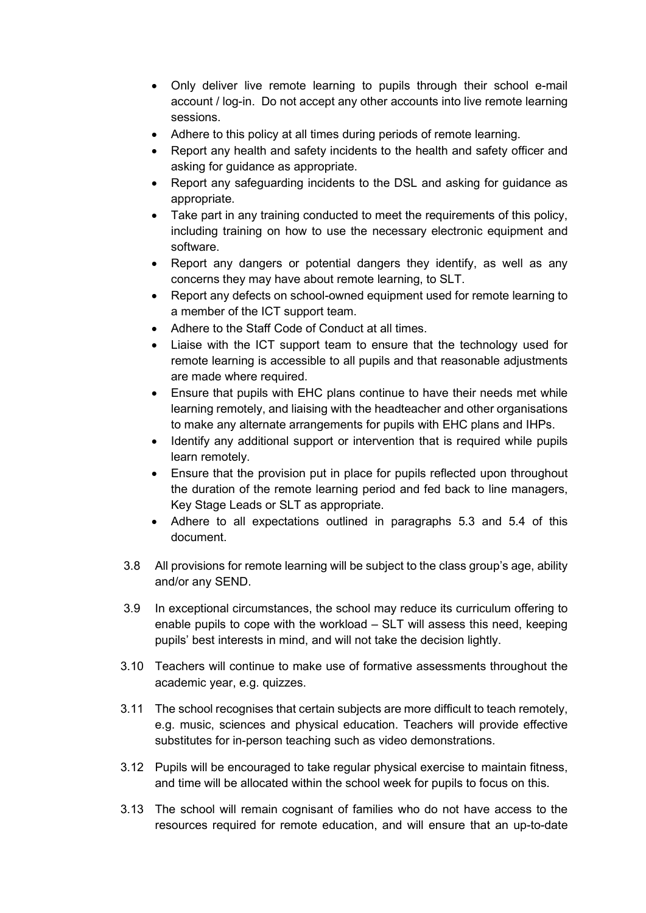- Only deliver live remote learning to pupils through their school e-mail account / log-in. Do not accept any other accounts into live remote learning sessions.
- Adhere to this policy at all times during periods of remote learning.
- Report any health and safety incidents to the health and safety officer and asking for guidance as appropriate.
- Report any safeguarding incidents to the DSL and asking for guidance as appropriate.
- Take part in any training conducted to meet the requirements of this policy, including training on how to use the necessary electronic equipment and software.
- Report any dangers or potential dangers they identify, as well as any concerns they may have about remote learning, to SLT.
- Report any defects on school-owned equipment used for remote learning to a member of the ICT support team.
- Adhere to the Staff Code of Conduct at all times.
- Liaise with the ICT support team to ensure that the technology used for remote learning is accessible to all pupils and that reasonable adjustments are made where required.
- Ensure that pupils with EHC plans continue to have their needs met while learning remotely, and liaising with the headteacher and other organisations to make any alternate arrangements for pupils with EHC plans and IHPs.
- Identify any additional support or intervention that is required while pupils learn remotely.
- Ensure that the provision put in place for pupils reflected upon throughout the duration of the remote learning period and fed back to line managers, Key Stage Leads or SLT as appropriate.
- Adhere to all expectations outlined in paragraphs 5.3 and 5.4 of this document.

3.8 All provisions for remote learning will be subject to the class group's age, ability and/or any SEND.

3.9 In exceptional circumstances, the school may reduce its curriculum offering to enable pupils to cope with the workload – SLT will assess this need, keeping pupils' best interests in mind, and will not take the decision lightly.

3.10 Teachers will continue to make use of formative assessments throughout the academic year, e.g. quizzes.

3.11 The school recognises that certain subjects are more difficult to teach remotely, e.g. music, sciences and physical education. Teachers will provide effective substitutes for in-person teaching such as video demonstrations.

3.12 Pupils will be encouraged to take regular physical exercise to maintain fitness, and time will be allocated within the school week for pupils to focus on this.

3.13 The school will remain cognisant of families who do not have access to the resources required for remote education, and will ensure that an up-to-date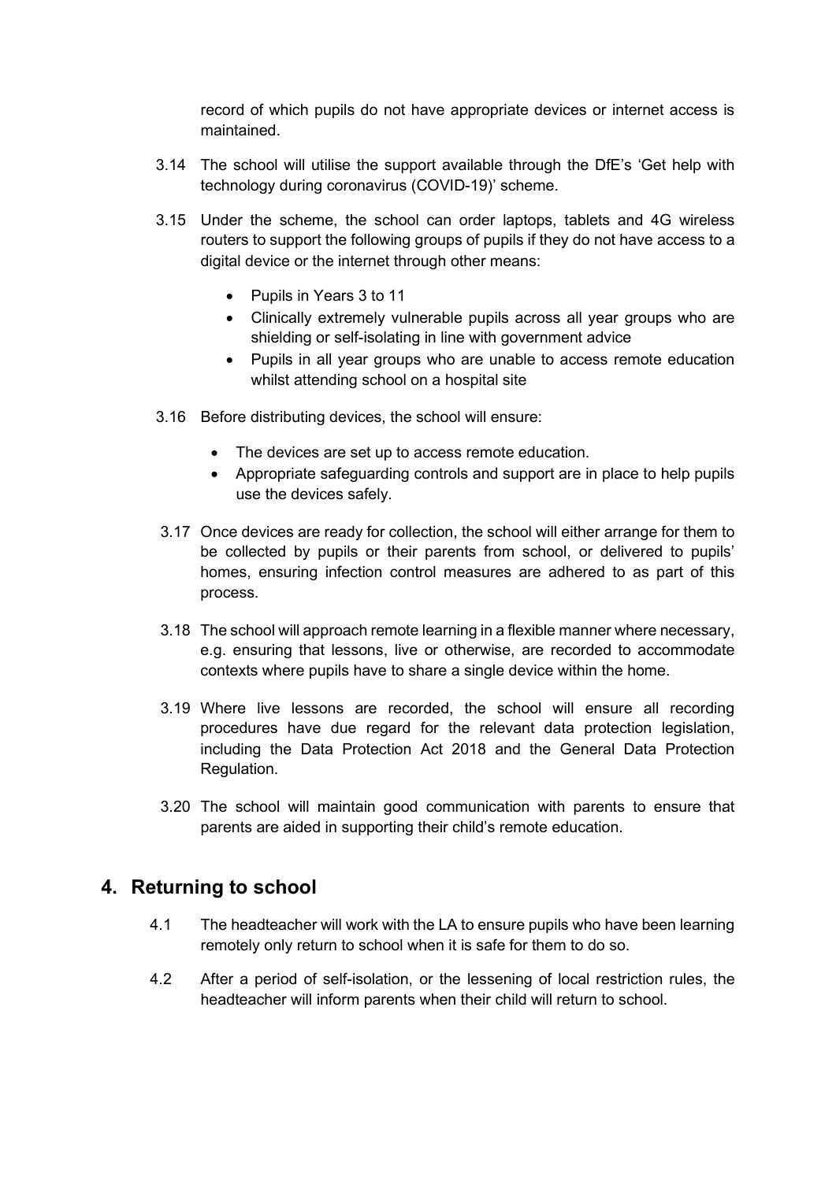record of which pupils do not have appropriate devices or internet access is maintained.

3.14 The school will utilise the support available through the DfE's 'Get help with technology during coronavirus (COVID-19)' scheme.

3.15 Under the scheme, the school can order laptops, tablets and 4G wireless routers to support the following groups of pupils if they do not have access to a digital device or the internet through other means:

- Pupils in Years 3 to 11
- Clinically extremely vulnerable pupils across all year groups who are shielding or self-isolating in line with government advice
- Pupils in all year groups who are unable to access remote education whilst attending school on a hospital site

3.16 Before distributing devices, the school will ensure:

- The devices are set up to access remote education.
- Appropriate safeguarding controls and support are in place to help pupils use the devices safely.

3.17 Once devices are ready for collection, the school will either arrange for them to be collected by pupils or their parents from school, or delivered to pupils' homes, ensuring infection control measures are adhered to as part of this process.

3.18 The school will approach remote learning in a flexible manner where necessary, e.g. ensuring that lessons, live or otherwise, are recorded to accommodate contexts where pupils have to share a single device within the home.

3.19 Where live lessons are recorded, the school will ensure all recording procedures have due regard for the relevant data protection legislation, including the Data Protection Act 2018 and the General Data Protection Regulation.

3.20 The school will maintain good communication with parents to ensure that parents are aided in supporting their child's remote education.

## 4. Returning to school

4.1 The headteacher will work with the LA to ensure pupils who have been learning remotely only return to school when it is safe for them to do so.

4.2 After a period of self-isolation, or the lessening of local restriction rules, the headteacher will inform parents when their child will return to school.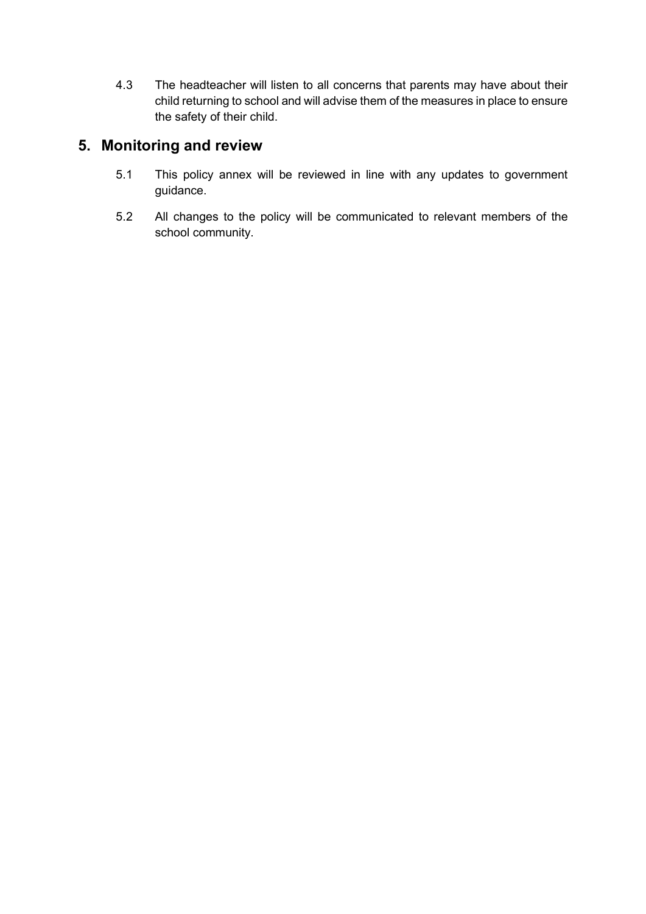4.3 The headteacher will listen to all concerns that parents may have about their child returning to school and will advise them of the measures in place to ensure the safety of their child.

## 5. Monitoring and review

5.1 This policy annex will be reviewed in line with any updates to government guidance.

5.2 All changes to the policy will be communicated to relevant members of the school community.